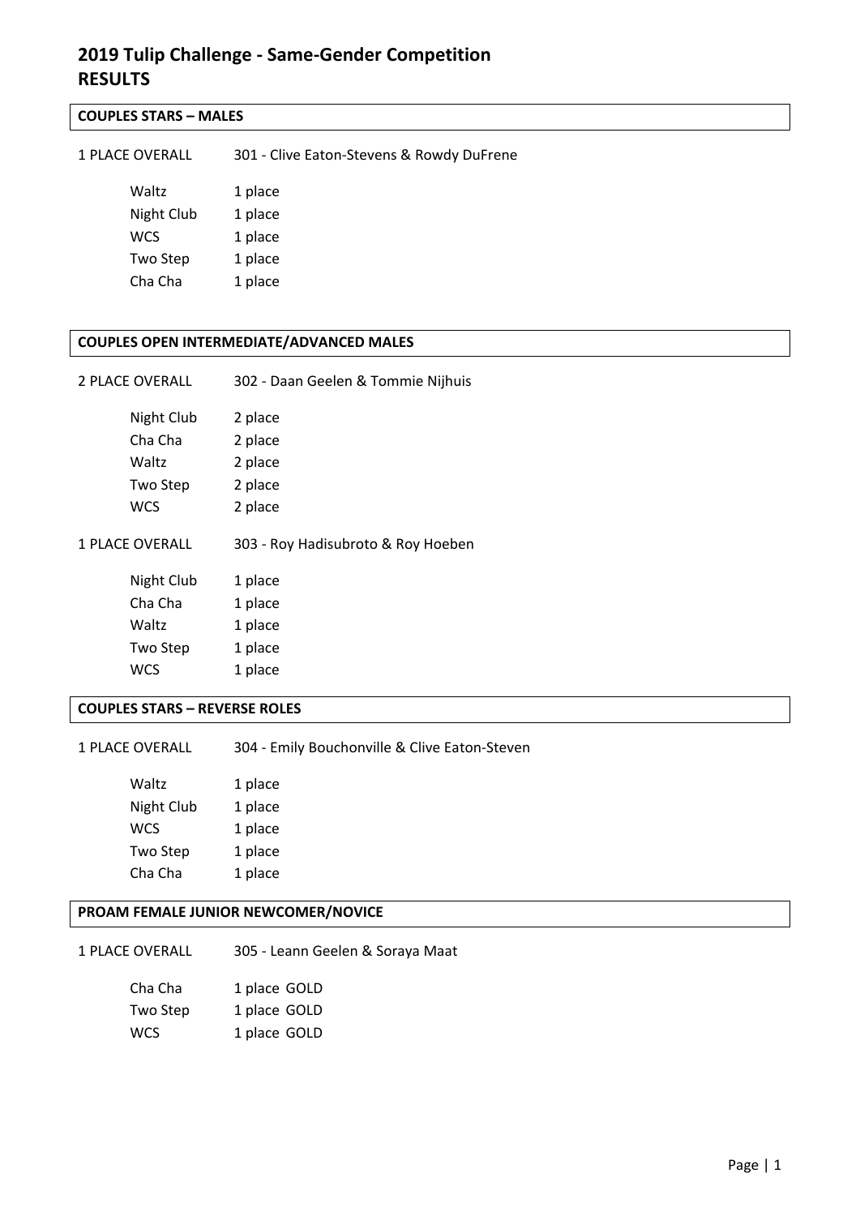# 2019 Tulip Challenge - Same-Gender Competition
# RESULTS

## COUPLES STARS – MALES

1 PLACE OVERALL 301 - Clive Eaton-Stevens & Rowdy DuFrene

| | |
|---|---|
| Waltz | 1 place |
| Night Club | 1 place |
| WCS | 1 place |
| Two Step | 1 place |
| Cha Cha | 1 place |

## COUPLES OPEN INTERMEDIATE/ADVANCED MALES

2 PLACE OVERALL 302 - Daan Geelen & Tommie Nijhuis

| | |
|---|---|
| Night Club | 2 place |
| Cha Cha | 2 place |
| Waltz | 2 place |
| Two Step | 2 place |
| WCS | 2 place |

1 PLACE OVERALL 303 - Roy Hadisubroto & Roy Hoeben

| | |
|---|---|
| Night Club | 1 place |
| Cha Cha | 1 place |
| Waltz | 1 place |
| Two Step | 1 place |
| WCS | 1 place |

## COUPLES STARS – REVERSE ROLES

1 PLACE OVERALL 304 - Emily Bouchonville & Clive Eaton-Steven

| | |
|---|---|
| Waltz | 1 place |
| Night Club | 1 place |
| WCS | 1 place |
| Two Step | 1 place |
| Cha Cha | 1 place |

## PROAM FEMALE JUNIOR NEWCOMER/NOVICE

1 PLACE OVERALL 305 - Leann Geelen & Soraya Maat

| | |
|---|---|
| Cha Cha | 1 place GOLD |
| Two Step | 1 place GOLD |
| WCS | 1 place GOLD |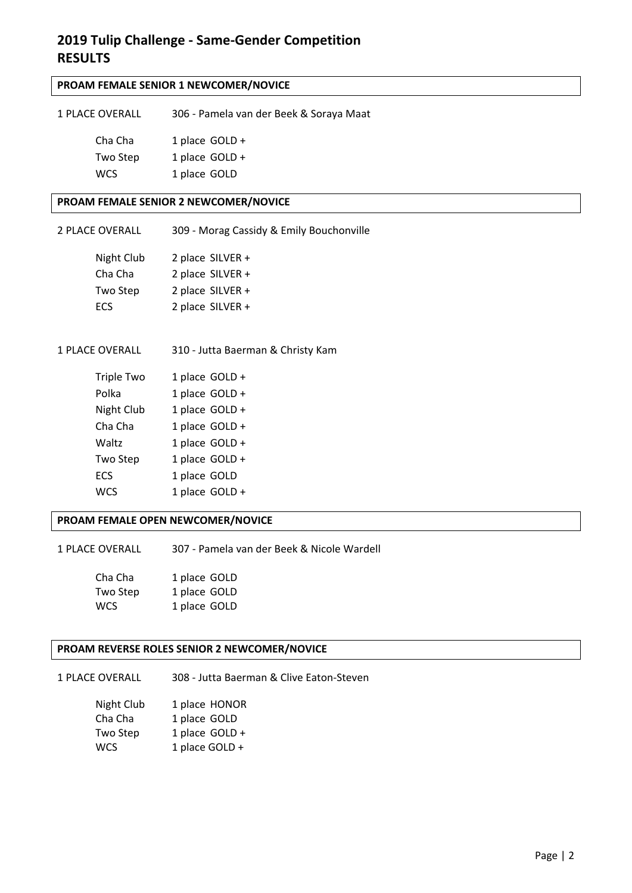# 2019 Tulip Challenge - Same-Gender Competition
# RESULTS

## PROAM FEMALE SENIOR 1 NEWCOMER/NOVICE

1 PLACE OVERALL — 306 - Pamela van der Beek & Soraya Maat

| | |
|---|---|
| Cha Cha | 1 place GOLD + |
| Two Step | 1 place GOLD + |
| WCS | 1 place GOLD |

## PROAM FEMALE SENIOR 2 NEWCOMER/NOVICE

2 PLACE OVERALL — 309 - Morag Cassidy & Emily Bouchonville

| | |
|---|---|
| Night Club | 2 place SILVER + |
| Cha Cha | 2 place SILVER + |
| Two Step | 2 place SILVER + |
| ECS | 2 place SILVER + |

1 PLACE OVERALL — 310 - Jutta Baerman & Christy Kam

| | |
|---|---|
| Triple Two | 1 place GOLD + |
| Polka | 1 place GOLD + |
| Night Club | 1 place GOLD + |
| Cha Cha | 1 place GOLD + |
| Waltz | 1 place GOLD + |
| Two Step | 1 place GOLD + |
| ECS | 1 place GOLD |
| WCS | 1 place GOLD + |

## PROAM FEMALE OPEN NEWCOMER/NOVICE

1 PLACE OVERALL — 307 - Pamela van der Beek & Nicole Wardell

| | |
|---|---|
| Cha Cha | 1 place GOLD |
| Two Step | 1 place GOLD |
| WCS | 1 place GOLD |

## PROAM REVERSE ROLES SENIOR 2 NEWCOMER/NOVICE

1 PLACE OVERALL — 308 - Jutta Baerman & Clive Eaton-Steven

| | |
|---|---|
| Night Club | 1 place HONOR |
| Cha Cha | 1 place GOLD |
| Two Step | 1 place GOLD + |
| WCS | 1 place GOLD + |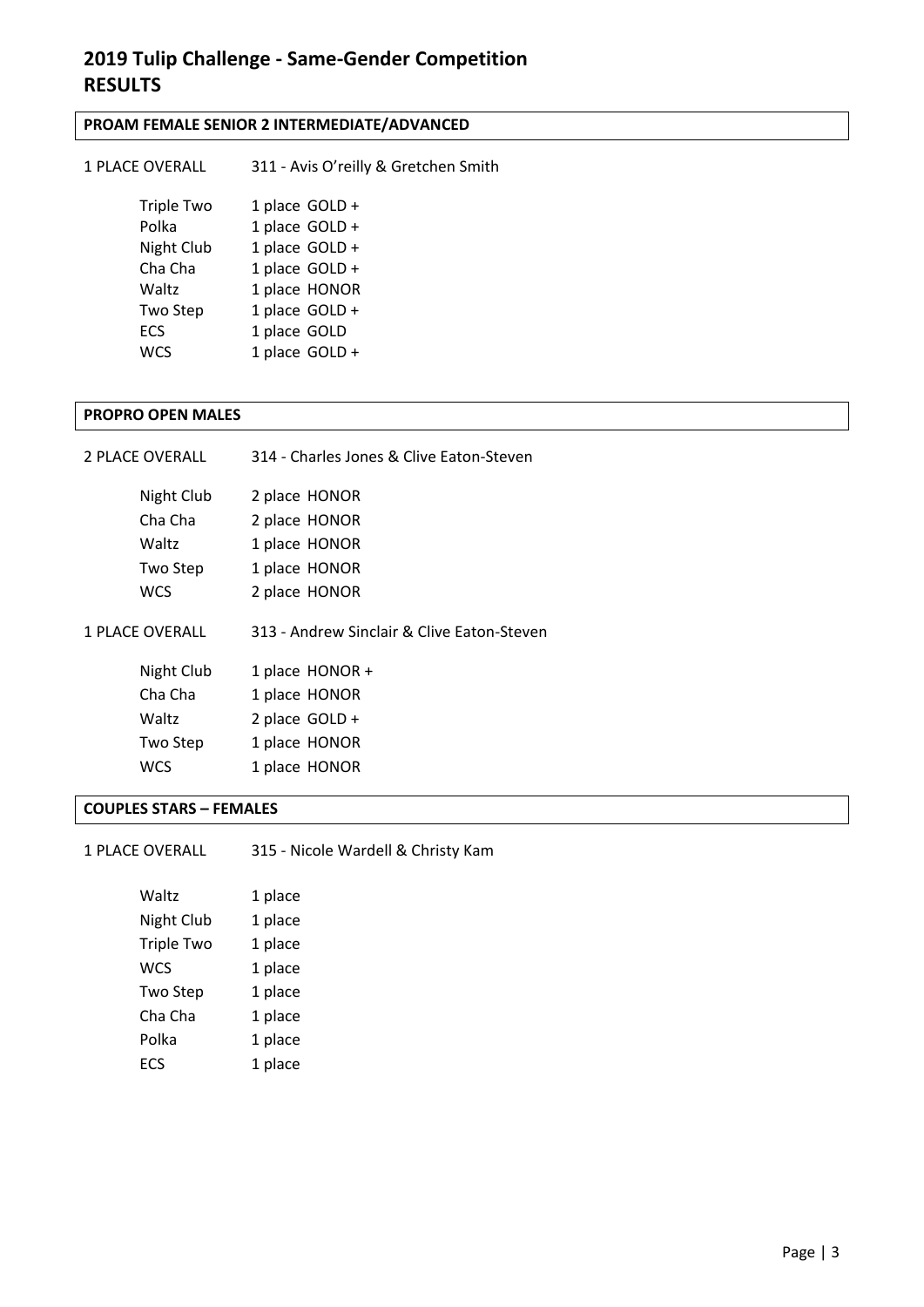# 2019 Tulip Challenge - Same-Gender Competition
# RESULTS

## PROAM FEMALE SENIOR 2 INTERMEDIATE/ADVANCED

1 PLACE OVERALL 311 - Avis O'reilly & Gretchen Smith

| | |
|---|---|
| Triple Two | 1 place GOLD + |
| Polka | 1 place GOLD + |
| Night Club | 1 place GOLD + |
| Cha Cha | 1 place GOLD + |
| Waltz | 1 place HONOR |
| Two Step | 1 place GOLD + |
| ECS | 1 place GOLD |
| WCS | 1 place GOLD + |

## PROPRO OPEN MALES

2 PLACE OVERALL 314 - Charles Jones & Clive Eaton-Steven

| | |
|---|---|
| Night Club | 2 place HONOR |
| Cha Cha | 2 place HONOR |
| Waltz | 1 place HONOR |
| Two Step | 1 place HONOR |
| WCS | 2 place HONOR |

1 PLACE OVERALL 313 - Andrew Sinclair & Clive Eaton-Steven

| | |
|---|---|
| Night Club | 1 place HONOR + |
| Cha Cha | 1 place HONOR |
| Waltz | 2 place GOLD + |
| Two Step | 1 place HONOR |
| WCS | 1 place HONOR |

## COUPLES STARS – FEMALES

1 PLACE OVERALL 315 - Nicole Wardell & Christy Kam

| | |
|---|---|
| Waltz | 1 place |
| Night Club | 1 place |
| Triple Two | 1 place |
| WCS | 1 place |
| Two Step | 1 place |
| Cha Cha | 1 place |
| Polka | 1 place |
| ECS | 1 place |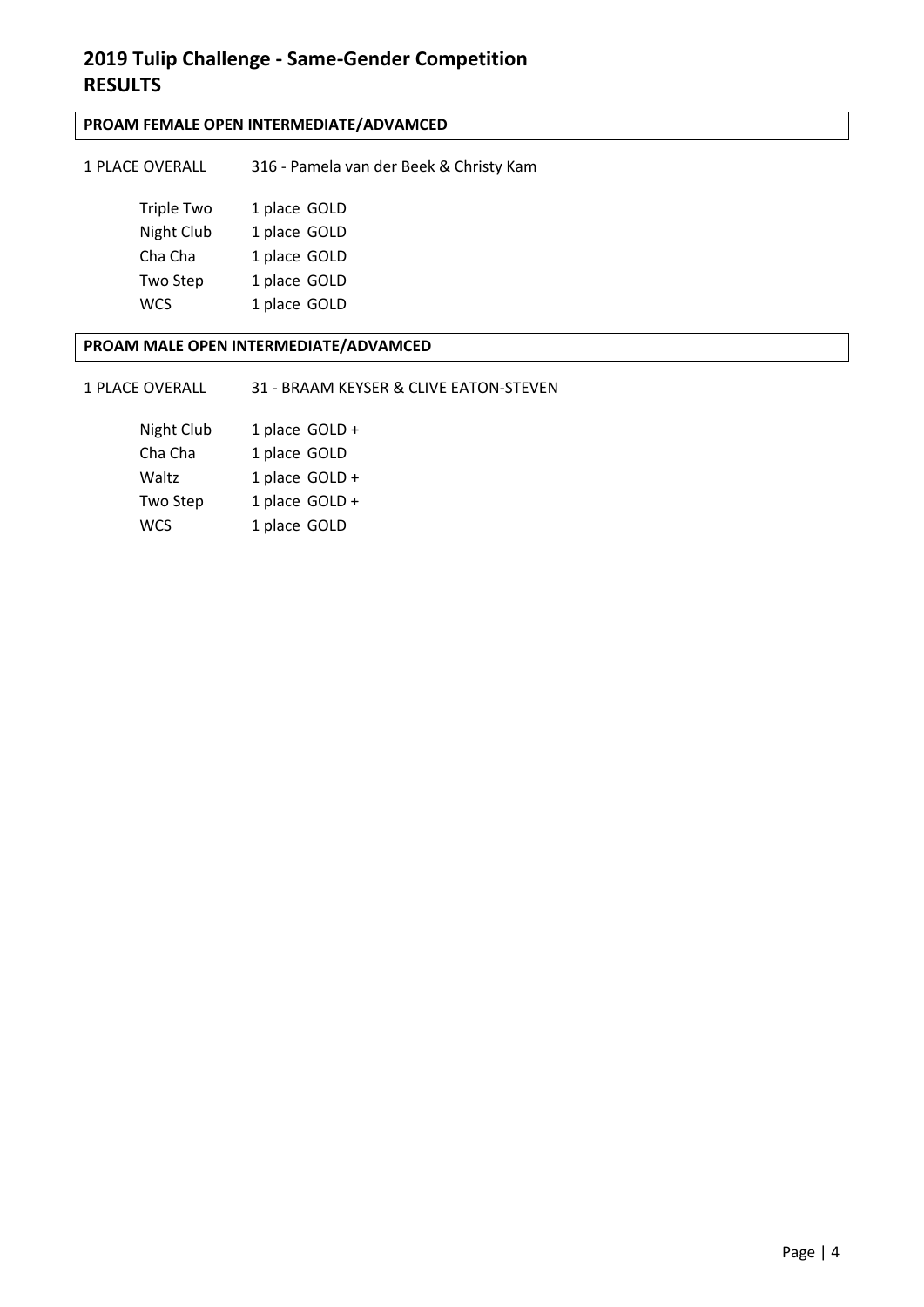# 2019 Tulip Challenge - Same-Gender Competition
# RESULTS

**PROAM FEMALE OPEN INTERMEDIATE/ADVAMCED**

1 PLACE OVERALL 316 - Pamela van der Beek & Christy Kam

| | |
|---|---|
| Triple Two | 1 place GOLD |
| Night Club | 1 place GOLD |
| Cha Cha | 1 place GOLD |
| Two Step | 1 place GOLD |
| WCS | 1 place GOLD |

**PROAM MALE OPEN INTERMEDIATE/ADVAMCED**

1 PLACE OVERALL 31 - BRAAM KEYSER & CLIVE EATON-STEVEN

| | |
|---|---|
| Night Club | 1 place GOLD + |
| Cha Cha | 1 place GOLD |
| Waltz | 1 place GOLD + |
| Two Step | 1 place GOLD + |
| WCS | 1 place GOLD |